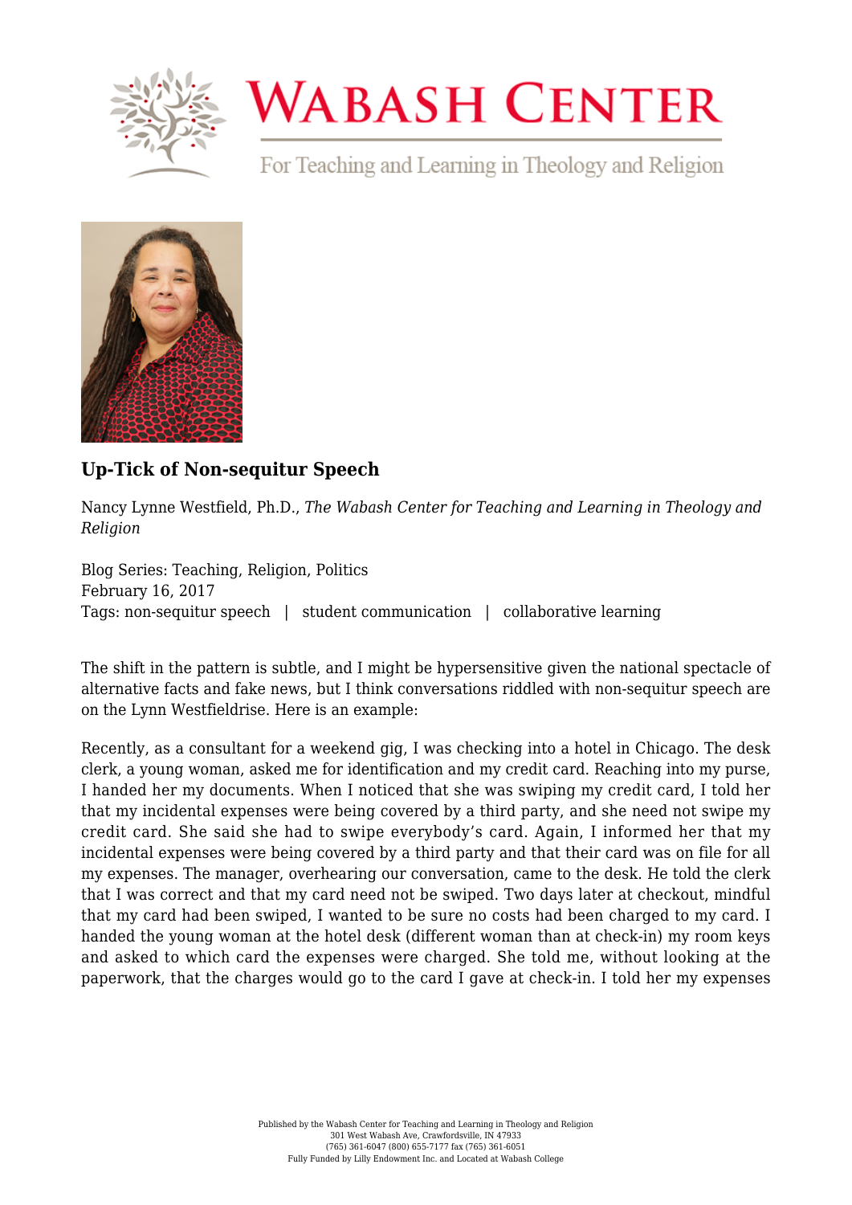# Up-Tick of Non-sequitur Speech

Nancy Lynne Westfield, Ph.D., *The Wabash Center for Teaching and Learning in Theology and Religion*

Blog Series: Teaching, Religion, Politics
February 16, 2017
Tags: non-sequitur speech | student communication | collaborative learning

The shift in the pattern is subtle, and I might be hypersensitive given the national spectacle of alternative facts and fake news, but I think conversations riddled with non-sequitur speech are on the Lynn Westfieldrise. Here is an example:

Recently, as a consultant for a weekend gig, I was checking into a hotel in Chicago. The desk clerk, a young woman, asked me for identification and my credit card. Reaching into my purse, I handed her my documents. When I noticed that she was swiping my credit card, I told her that my incidental expenses were being covered by a third party, and she need not swipe my credit card. She said she had to swipe everybody's card. Again, I informed her that my incidental expenses were being covered by a third party and that their card was on file for all my expenses. The manager, overhearing our conversation, came to the desk. He told the clerk that I was correct and that my card need not be swiped. Two days later at checkout, mindful that my card had been swiped, I wanted to be sure no costs had been charged to my card. I handed the young woman at the hotel desk (different woman than at check-in) my room keys and asked to which card the expenses were charged. She told me, without looking at the paperwork, that the charges would go to the card I gave at check-in. I told her my expenses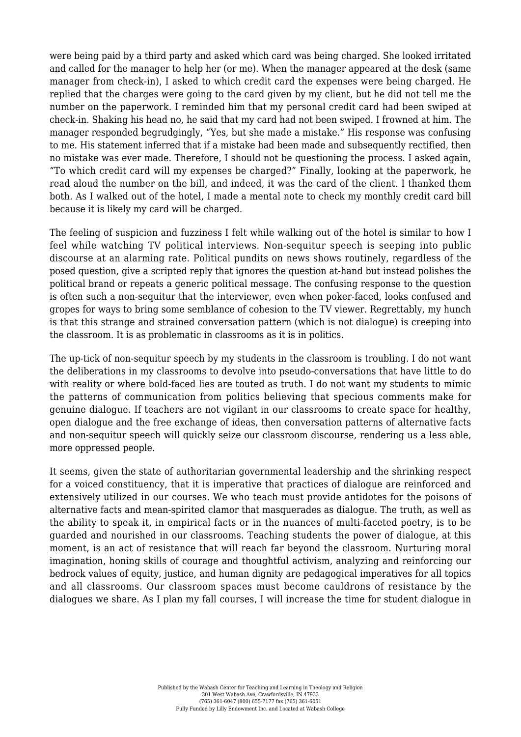were being paid by a third party and asked which card was being charged. She looked irritated and called for the manager to help her (or me). When the manager appeared at the desk (same manager from check-in), I asked to which credit card the expenses were being charged. He replied that the charges were going to the card given by my client, but he did not tell me the number on the paperwork. I reminded him that my personal credit card had been swiped at check-in. Shaking his head no, he said that my card had not been swiped. I frowned at him. The manager responded begrudgingly, "Yes, but she made a mistake." His response was confusing to me. His statement inferred that if a mistake had been made and subsequently rectified, then no mistake was ever made. Therefore, I should not be questioning the process. I asked again, "To which credit card will my expenses be charged?" Finally, looking at the paperwork, he read aloud the number on the bill, and indeed, it was the card of the client. I thanked them both. As I walked out of the hotel, I made a mental note to check my monthly credit card bill because it is likely my card will be charged.

The feeling of suspicion and fuzziness I felt while walking out of the hotel is similar to how I feel while watching TV political interviews. Non-sequitur speech is seeping into public discourse at an alarming rate. Political pundits on news shows routinely, regardless of the posed question, give a scripted reply that ignores the question at-hand but instead polishes the political brand or repeats a generic political message. The confusing response to the question is often such a non-sequitur that the interviewer, even when poker-faced, looks confused and gropes for ways to bring some semblance of cohesion to the TV viewer. Regrettably, my hunch is that this strange and strained conversation pattern (which is not dialogue) is creeping into the classroom. It is as problematic in classrooms as it is in politics.

The up-tick of non-sequitur speech by my students in the classroom is troubling. I do not want the deliberations in my classrooms to devolve into pseudo-conversations that have little to do with reality or where bold-faced lies are touted as truth. I do not want my students to mimic the patterns of communication from politics believing that specious comments make for genuine dialogue. If teachers are not vigilant in our classrooms to create space for healthy, open dialogue and the free exchange of ideas, then conversation patterns of alternative facts and non-sequitur speech will quickly seize our classroom discourse, rendering us a less able, more oppressed people.

It seems, given the state of authoritarian governmental leadership and the shrinking respect for a voiced constituency, that it is imperative that practices of dialogue are reinforced and extensively utilized in our courses. We who teach must provide antidotes for the poisons of alternative facts and mean-spirited clamor that masquerades as dialogue. The truth, as well as the ability to speak it, in empirical facts or in the nuances of multi-faceted poetry, is to be guarded and nourished in our classrooms. Teaching students the power of dialogue, at this moment, is an act of resistance that will reach far beyond the classroom. Nurturing moral imagination, honing skills of courage and thoughtful activism, analyzing and reinforcing our bedrock values of equity, justice, and human dignity are pedagogical imperatives for all topics and all classrooms. Our classroom spaces must become cauldrons of resistance by the dialogues we share. As I plan my fall courses, I will increase the time for student dialogue in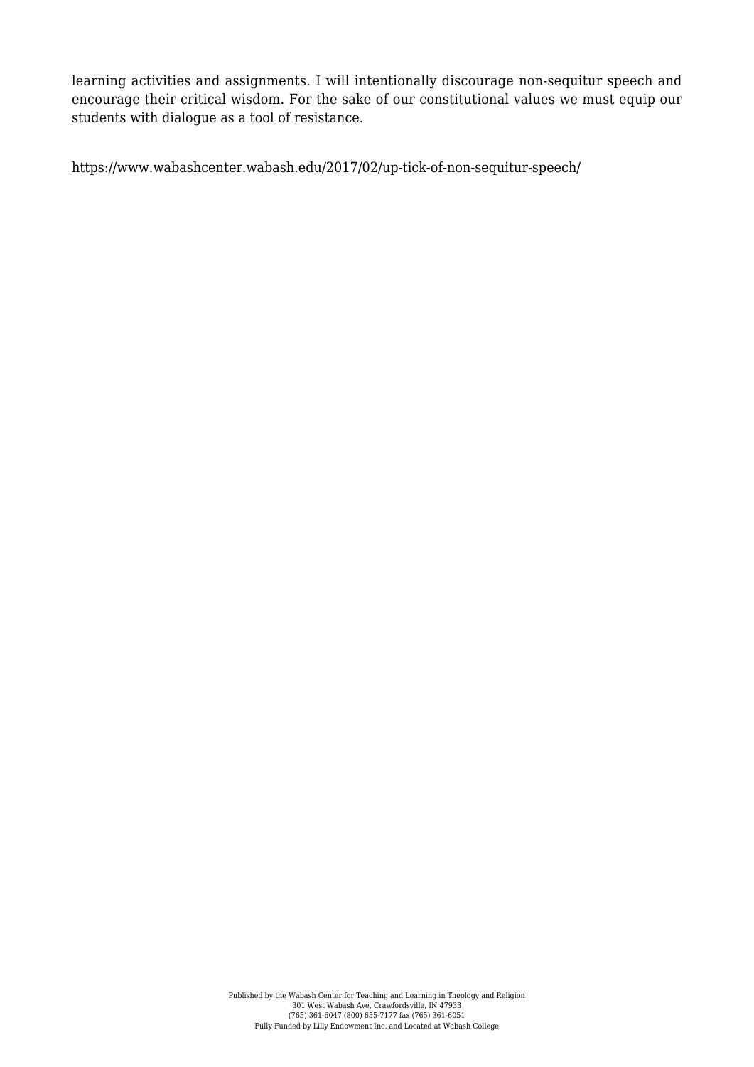learning activities and assignments. I will intentionally discourage non-sequitur speech and encourage their critical wisdom. For the sake of our constitutional values we must equip our students with dialogue as a tool of resistance.

https://www.wabashcenter.wabash.edu/2017/02/up-tick-of-non-sequitur-speech/